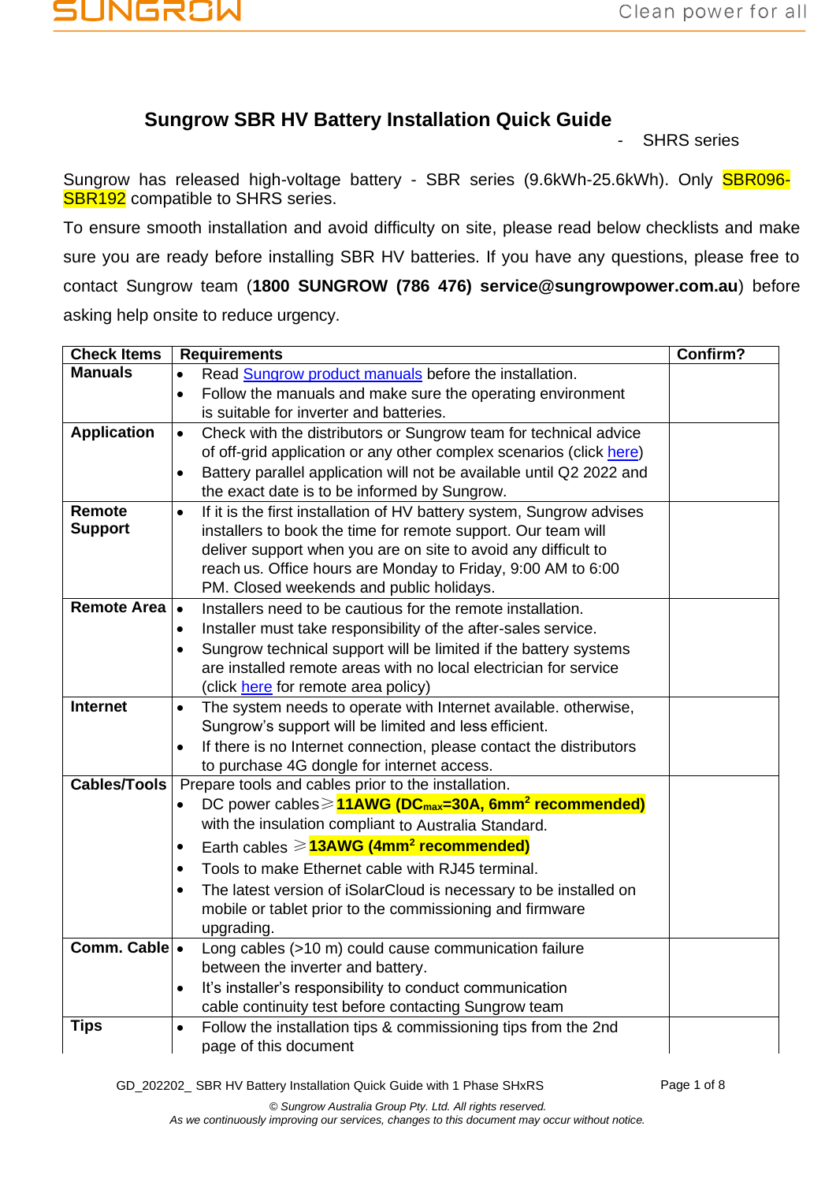# Sungrow SBR HV Battery Installation Quick Guide

- SHRS series

Sungrow has released high-voltage battery - SBR series (9.6kWh-25.6kWh). Only SBR096-SBR192 compatible to SHRS series.

To ensure smooth installation and avoid difficulty on site, please read below checklists and make sure you are ready before installing SBR HV batteries. If you have any questions, please free to contact Sungrow team (**1800 SUNGROW (786 476) service@sungrowpower.com.au**) before asking help onsite to reduce urgency.

| Check Items | Requirements | Confirm? |
|---|---|---|
| **Manuals** | • Read Sungrow product manuals before the installation.<br>• Follow the manuals and make sure the operating environment is suitable for inverter and batteries. | |
| **Application** | • Check with the distributors or Sungrow team for technical advice of off-grid application or any other complex scenarios (click here)<br>• Battery parallel application will not be available until Q2 2022 and the exact date is to be informed by Sungrow. | |
| **Remote Support** | • If it is the first installation of HV battery system, Sungrow advises installers to book the time for remote support. Our team will deliver support when you are on site to avoid any difficult to reach us. Office hours are Monday to Friday, 9:00 AM to 6:00 PM. Closed weekends and public holidays. | |
| **Remote Area** | • Installers need to be cautious for the remote installation.<br>• Installer must take responsibility of the after-sales service.<br>• Sungrow technical support will be limited if the battery systems are installed remote areas with no local electrician for service (click here for remote area policy) | |
| **Internet** | • The system needs to operate with Internet available. otherwise, Sungrow's support will be limited and less efficient.<br>• If there is no Internet connection, please contact the distributors to purchase 4G dongle for internet access. | |
| **Cables/Tools** | Prepare tools and cables prior to the installation.<br>• DC power cables≥**11AWG ($DC_{max}$=30A, 6mm$^2$ recommended)** with the insulation compliant to Australia Standard.<br>• Earth cables ≥**13AWG (4mm$^2$ recommended)**<br>• Tools to make Ethernet cable with RJ45 terminal.<br>• The latest version of iSolarCloud is necessary to be installed on mobile or tablet prior to the commissioning and firmware upgrading. | |
| **Comm. Cable** | • Long cables (>10 m) could cause communication failure between the inverter and battery.<br>• It's installer's responsibility to conduct communication cable continuity test before contacting Sungrow team | |
| **Tips** | • Follow the installation tips & commissioning tips from the 2nd page of this document | |

GD_202202_ SBR HV Battery Installation Quick Guide with 1 Phase SHxRS

*© Sungrow Australia Group Pty. Ltd. All rights reserved.*
*As we continuously improving our services, changes to this document may occur without notice.*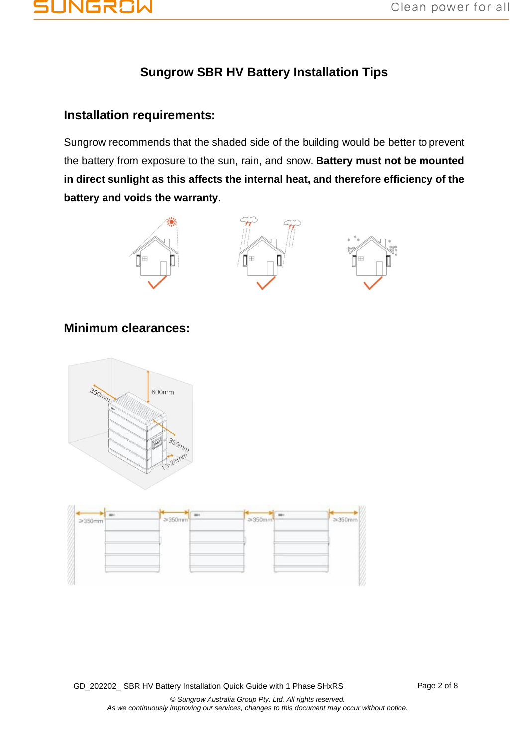# Sungrow SBR HV Battery Installation Tips

## Installation requirements:

Sungrow recommends that the shaded side of the building would be better to prevent the battery from exposure to the sun, rain, and snow. **Battery must not be mounted in direct sunlight as this affects the internal heat, and therefore efficiency of the battery and voids the warranty**.

## Minimum clearances: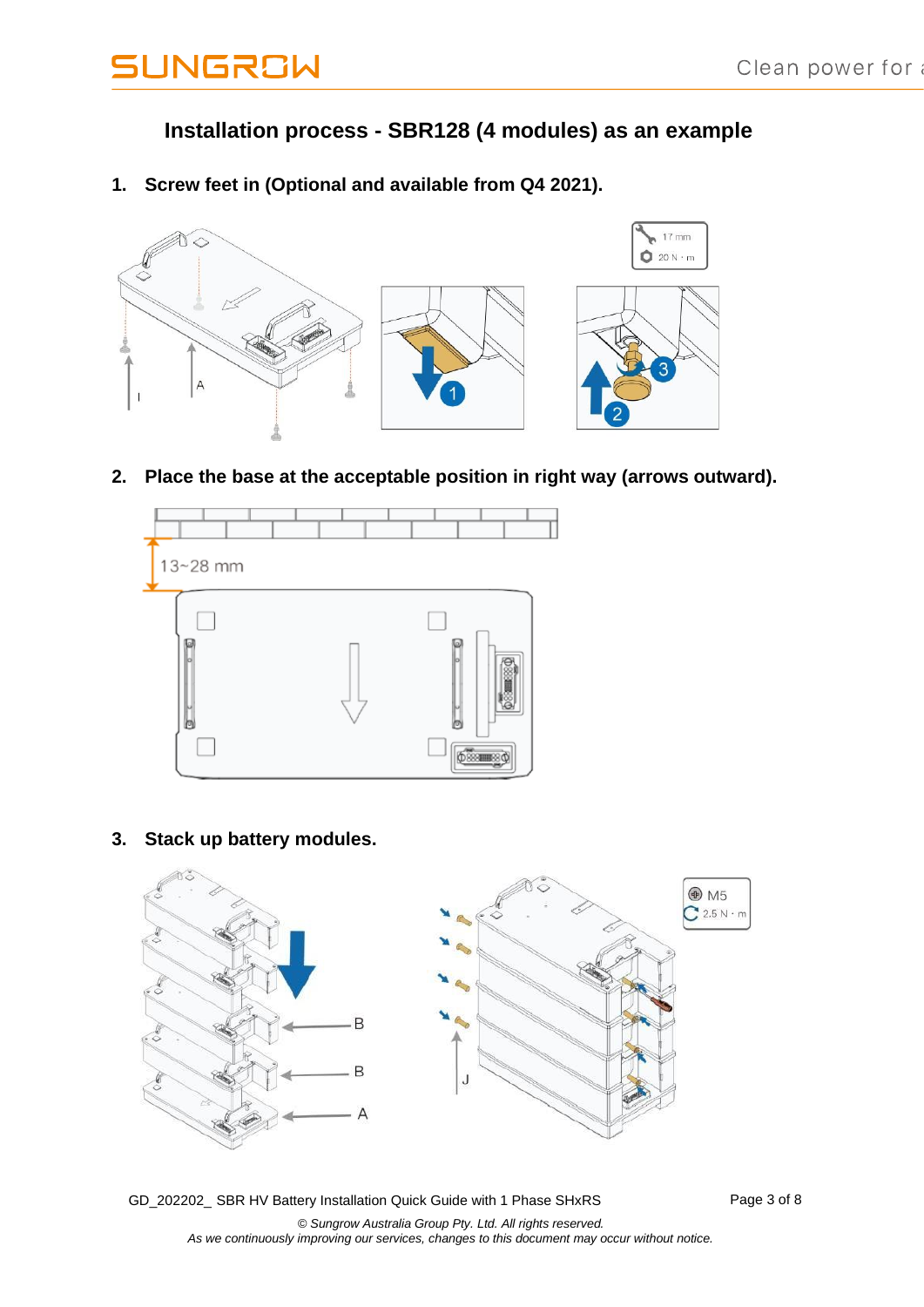## Installation process - SBR128 (4 modules) as an example

1. **Screw feet in (Optional and available from Q4 2021).**

2. **Place the base at the acceptable position in right way (arrows outward).**

3. **Stack up battery modules.**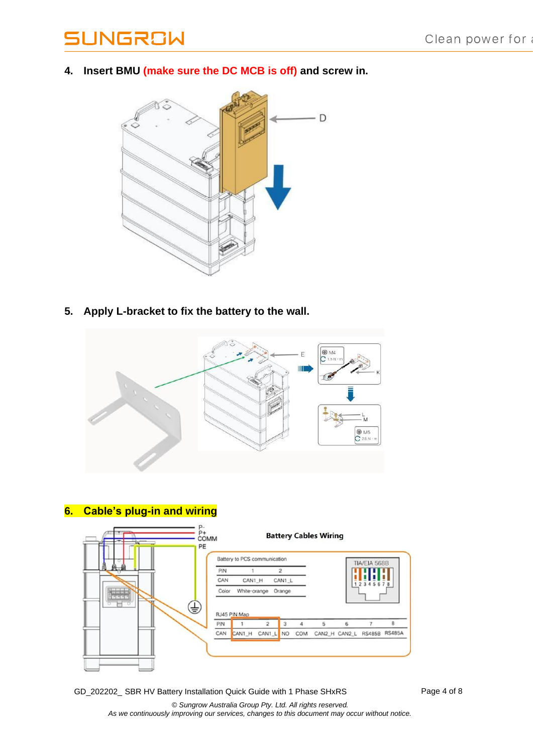4. **Insert BMU (make sure the DC MCB is off) and screw in.**

D

5. **Apply L-bracket to fix the battery to the wall.**

E

M4 1.5 N·m

K

L

M

M5 2.5 N·m

6. **Cable's plug-in and wiring**

P-
P+
COMM
PE

**Battery Cables Wiring**

Battery to PCS communication

| PIN | 1 | 2 |
|---|---|---|
| CAN | CAN1_H | CAN1_L |
| Color | White-orange | Orange |

TIA/EIA 568B

1 2 3 4 5 6 7 8

RJ45 PIN Map

| PIN | 1 | 2 | 3 | 4 | 5 | 6 | 7 | 8 |
|---|---|---|---|---|---|---|---|---|
| CAN | CAN1_H | CAN1_L | NO | COM | CAN2_H | CAN2_L | RS485B | RS485A |

GD_202202_ SBR HV Battery Installation Quick Guide with 1 Phase SHxRS

*© Sungrow Australia Group Pty. Ltd. All rights reserved.*
*As we continuously improving our services, changes to this document may occur without notice.*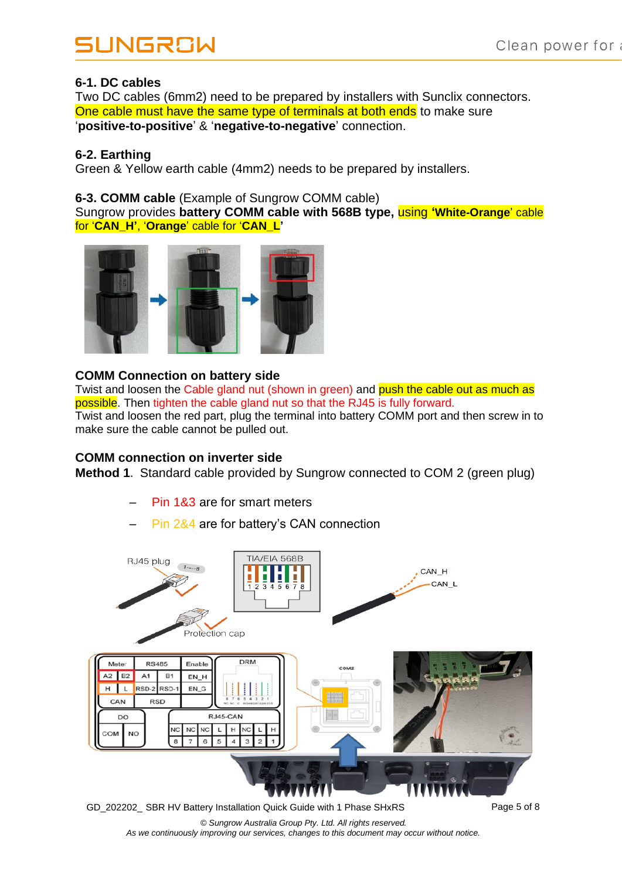## 6-1. DC cables

Two DC cables (6mm2) need to be prepared by installers with Sunclix connectors. One cable must have the same type of terminals at both ends to make sure '**positive-to-positive**' & '**negative-to-negative**' connection.

## 6-2. Earthing

Green & Yellow earth cable (4mm2) needs to be prepared by installers.

## 6-3. COMM cable (Example of Sungrow COMM cable)

Sungrow provides **battery COMM cable with 568B type,** using **'White-Orange'** cable for '**CAN_H**', '**Orange**' cable for '**CAN_L**'

### COMM Connection on battery side

Twist and loosen the Cable gland nut (shown in green) and push the cable out as much as possible. Then tighten the cable gland nut so that the RJ45 is fully forward.
Twist and loosen the red part, plug the terminal into battery COMM port and then screw in to make sure the cable cannot be pulled out.

### COMM connection on inverter side

**Method 1**. Standard cable provided by Sungrow connected to COM 2 (green plug)

- Pin 1&3 are for smart meters
- Pin 2&4 are for battery's CAN connection

GD_202202_ SBR HV Battery Installation Quick Guide with 1 Phase SHxRS

*© Sungrow Australia Group Pty. Ltd. All rights reserved.*
*As we continuously improving our services, changes to this document may occur without notice.*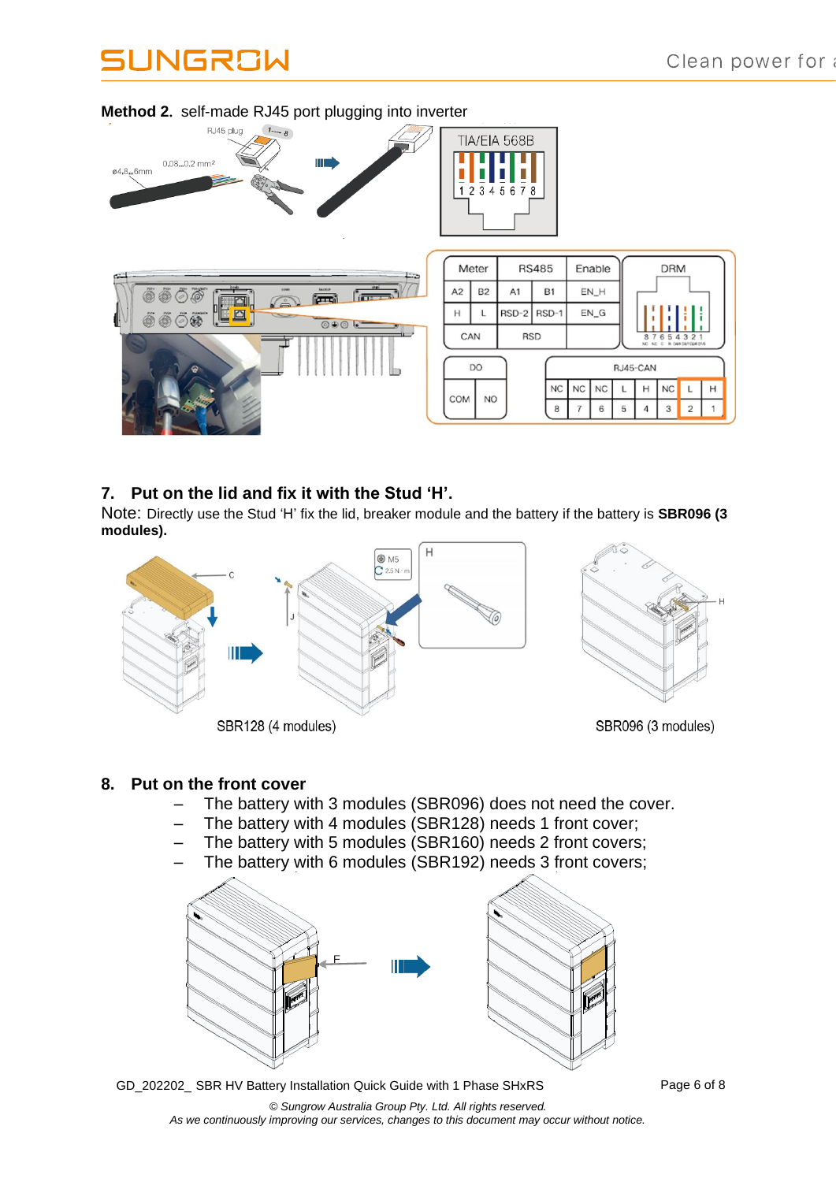**Method 2.** self-made RJ45 port plugging into inverter

## 7. Put on the lid and fix it with the Stud 'H'.

Note: Directly use the Stud 'H' fix the lid, breaker module and the battery if the battery is **SBR096 (3 modules).**

SBR128 (4 modules)

SBR096 (3 modules)

## 8. Put on the front cover

- The battery with 3 modules (SBR096) does not need the cover.
- The battery with 4 modules (SBR128) needs 1 front cover;
- The battery with 5 modules (SBR160) needs 2 front covers;
- The battery with 6 modules (SBR192) needs 3 front covers;

GD_202202_ SBR HV Battery Installation Quick Guide with 1 Phase SHxRS

*© Sungrow Australia Group Pty. Ltd. All rights reserved.*
*As we continuously improving our services, changes to this document may occur without notice.*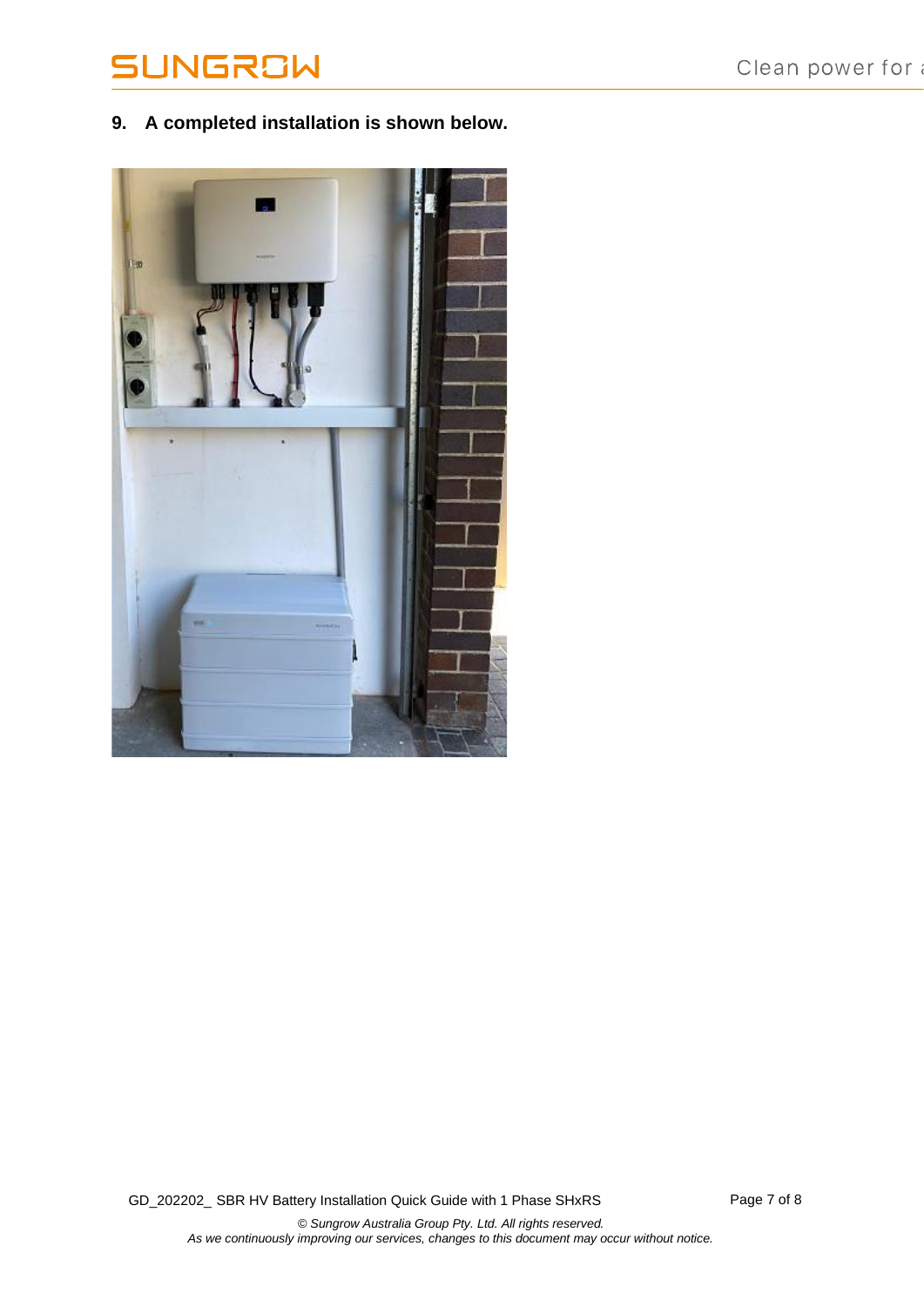9. **A completed installation is shown below.**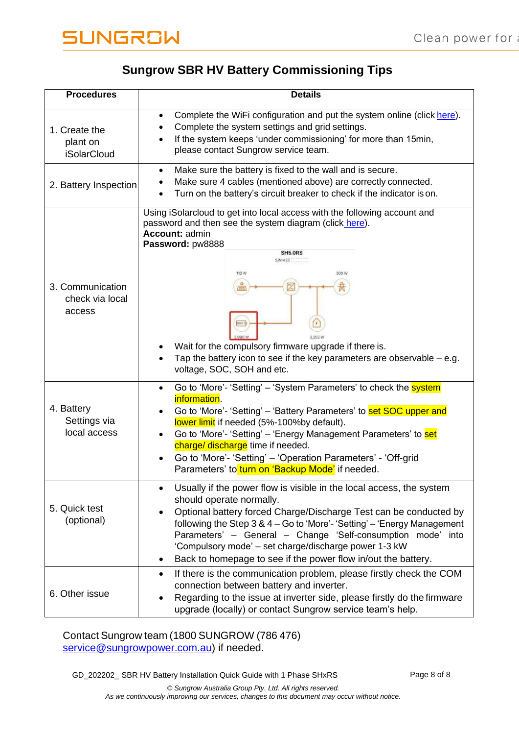# Sungrow SBR HV Battery Commissioning Tips

| Procedures | Details |
|---|---|
| 1. Create the plant on iSolarCloud | • Complete the WiFi configuration and put the system online (click here).<br>• Complete the system settings and grid settings.<br>• If the system keeps 'under commissioning' for more than 15min, please contact Sungrow service team. |
| 2. Battery Inspection | • Make sure the battery is fixed to the wall and is secure.<br>• Make sure 4 cables (mentioned above) are correctly connected.<br>• Turn on the battery's circuit breaker to check if the indicator is on. |
| 3. Communication check via local access | Using iSolarcloud to get into local access with the following account and password and then see the system diagram (click here).<br>**Account:** admin<br>**Password:** pw8888<br>SH5.0RS<br>S/N:A20<br>113 W<br>300 W<br>2,990 W<br>3,202 W<br>• Wait for the compulsory firmware upgrade if there is.<br>• Tap the battery icon to see if the key parameters are observable – e.g. voltage, SOC, SOH and etc. |
| 4. Battery Settings via local access | • Go to 'More'- 'Setting' – 'System Parameters' to check the system information.<br>• Go to 'More'- 'Setting' – 'Battery Parameters' to set SOC upper and lower limit if needed (5%-100%by default).<br>• Go to 'More'- 'Setting' – 'Energy Management Parameters' to set charge/ discharge time if needed.<br>• Go to 'More'- 'Setting' – 'Operation Parameters' - 'Off-grid Parameters' to turn on 'Backup Mode' if needed. |
| 5. Quick test (optional) | • Usually if the power flow is visible in the local access, the system should operate normally.<br>• Optional battery forced Charge/Discharge Test can be conducted by following the Step 3 & 4 – Go to 'More'- 'Setting' – 'Energy Management Parameters' – General – Change 'Self-consumption mode' into 'Compulsory mode' – set charge/discharge power 1-3 kW<br>• Back to homepage to see if the power flow in/out the battery. |
| 6. Other issue | • If there is the communication problem, please firstly check the COM connection between battery and inverter.<br>• Regarding to the issue at inverter side, please firstly do the firmware upgrade (locally) or contact Sungrow service team's help. |

Contact Sungrow team (1800 SUNGROW (786 476) service@sungrowpower.com.au) if needed.

GD_202202_ SBR HV Battery Installation Quick Guide with 1 Phase SHxRS

*© Sungrow Australia Group Pty. Ltd. All rights reserved.*
*As we continuously improving our services, changes to this document may occur without notice.*